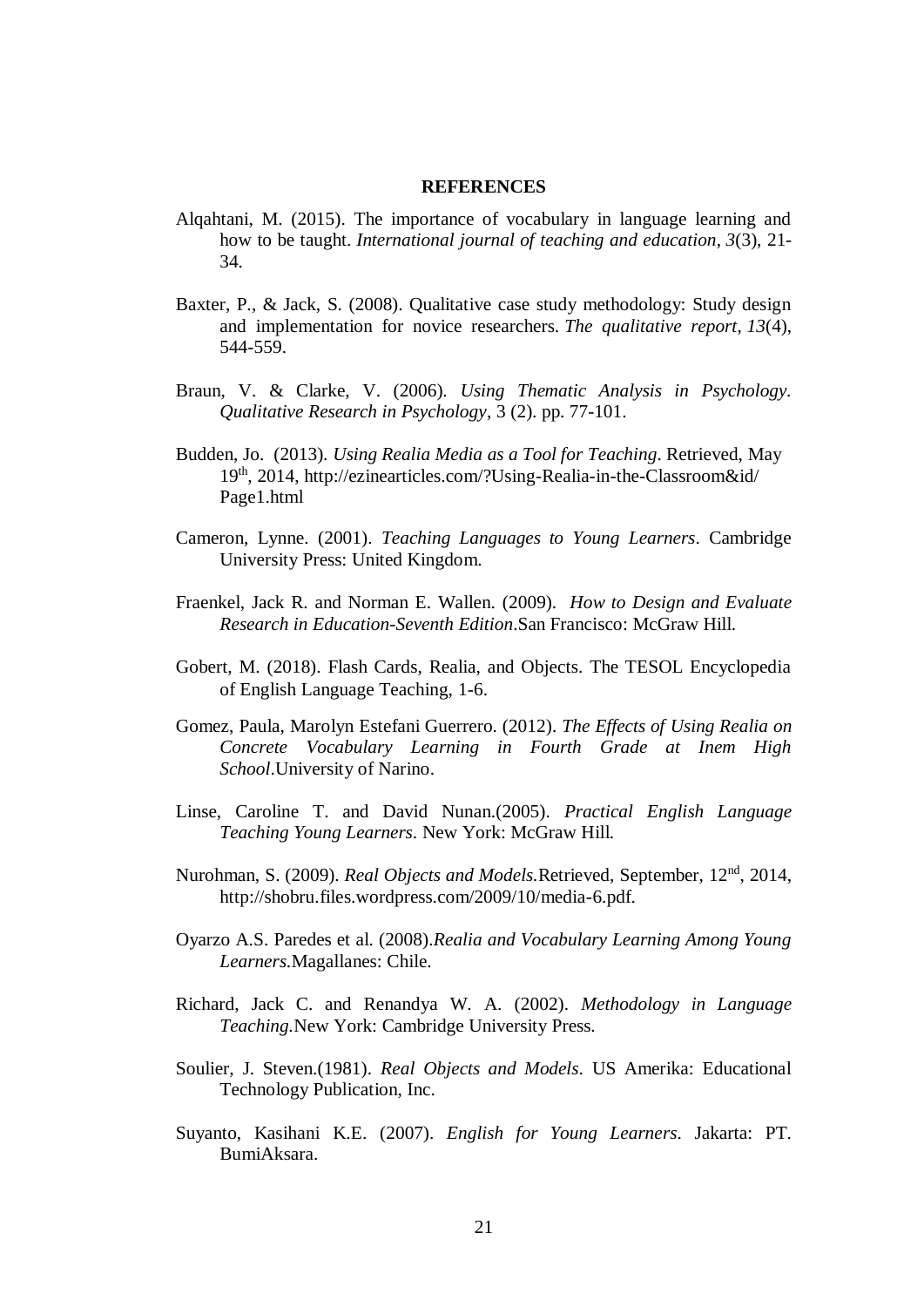# REFERENCES

Alqahtani, M. (2015). The importance of vocabulary in language learning and how to be taught. *International journal of teaching and education*, *3*(3), 21-34.

Baxter, P., & Jack, S. (2008). Qualitative case study methodology: Study design and implementation for novice researchers. *The qualitative report*, *13*(4), 544-559.

Braun, V. & Clarke, V. (2006). *Using Thematic Analysis in Psychology. Qualitative Research in Psychology*, 3 (2). pp. 77-101.

Budden, Jo. (2013). *Using Realia Media as a Tool for Teaching*. Retrieved, May 19th, 2014, http://ezinearticles.com/?Using-Realia-in-the-Classroom&id/Page1.html

Cameron, Lynne. (2001). *Teaching Languages to Young Learners*. Cambridge University Press: United Kingdom.

Fraenkel, Jack R. and Norman E. Wallen. (2009). *How to Design and Evaluate Research in Education-Seventh Edition*.San Francisco: McGraw Hill.

Gobert, M. (2018). Flash Cards, Realia, and Objects. The TESOL Encyclopedia of English Language Teaching, 1-6.

Gomez, Paula, Marolyn Estefani Guerrero. (2012). *The Effects of Using Realia on Concrete Vocabulary Learning in Fourth Grade at Inem High School*.University of Narino.

Linse, Caroline T. and David Nunan.(2005). *Practical English Language Teaching Young Learners*. New York: McGraw Hill.

Nurohman, S. (2009). *Real Objects and Models.*Retrieved, September, 12nd, 2014, http://shobru.files.wordpress.com/2009/10/media-6.pdf.

Oyarzo A.S. Paredes et al. (2008).*Realia and Vocabulary Learning Among Young Learners.*Magallanes: Chile.

Richard, Jack C. and Renandya W. A. (2002). *Methodology in Language Teaching.*New York: Cambridge University Press.

Soulier, J. Steven.(1981). *Real Objects and Models*. US Amerika: Educational Technology Publication, Inc.

Suyanto, Kasihani K.E. (2007). *English for Young Learners*. Jakarta: PT. BumiAksara.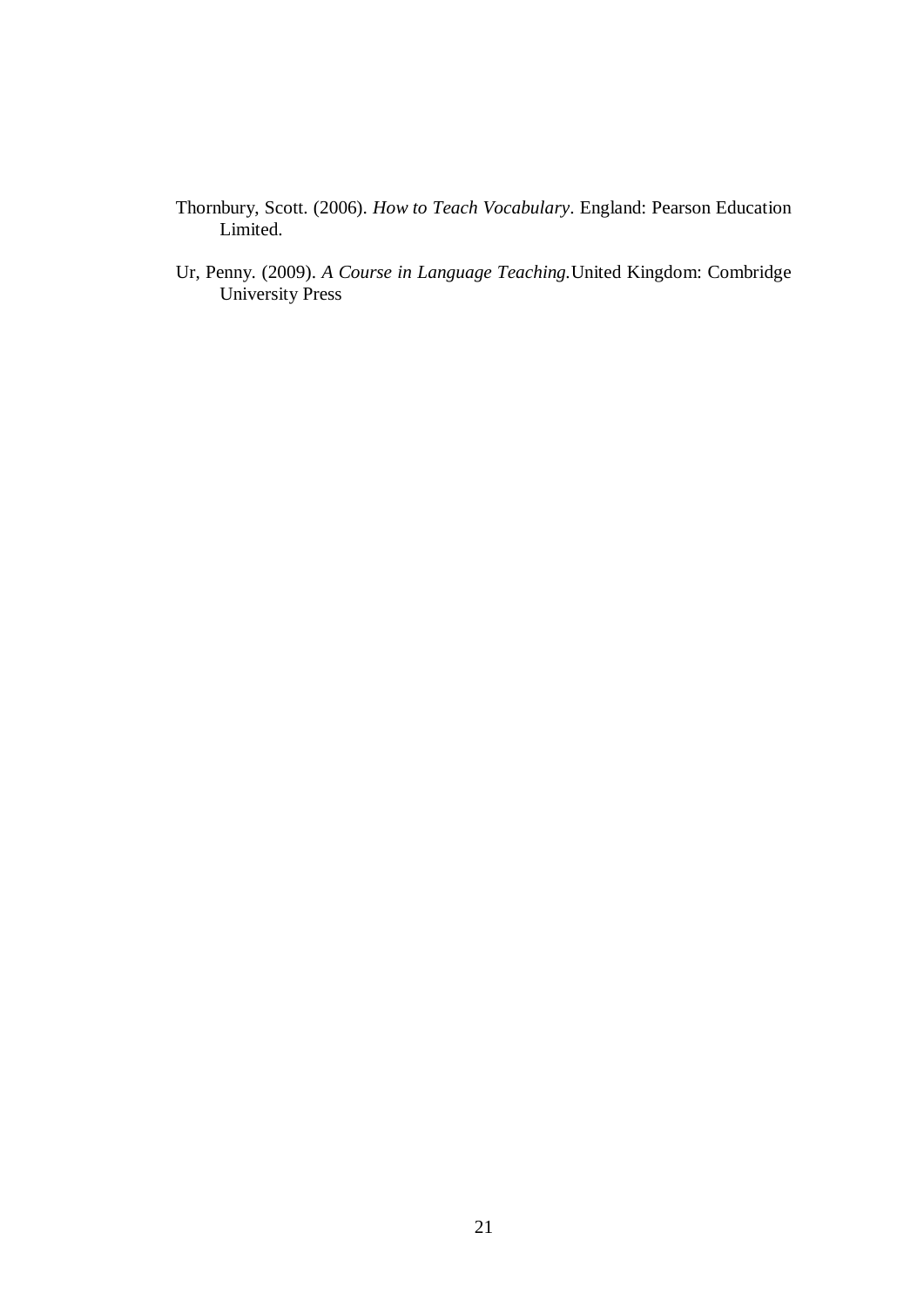Thornbury, Scott. (2006). *How to Teach Vocabulary*. England: Pearson Education Limited.

Ur, Penny. (2009). *A Course in Language Teaching.*United Kingdom: Combridge University Press